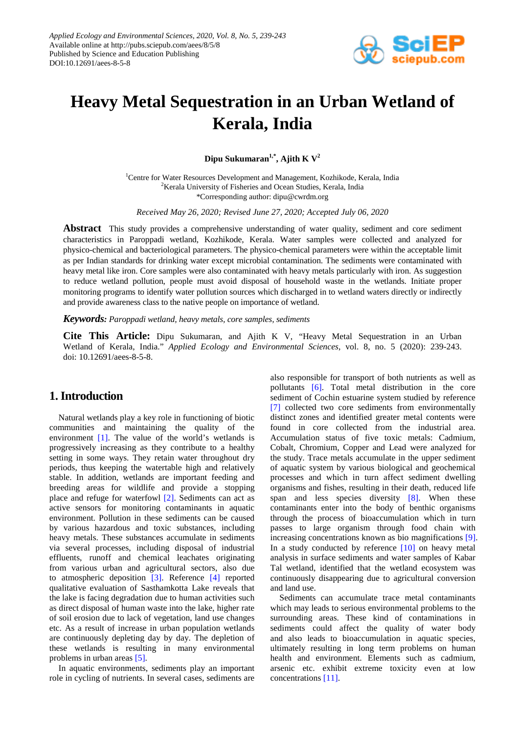Applied Ecology and Environmental Sciences, 2020, Vol. 8, No. 5, 239-243
Available online at http://pubs.sciepub.com/aees/8/5/8
Published by Science and Education Publishing
DOI:10.12691/aees-8-5-8

# Heavy Metal Sequestration in an Urban Wetland of Kerala, India

**Dipu Sukumaran[1,*], Ajith K V[2]**

[1]Centre for Water Resources Development and Management, Kozhikode, Kerala, India
[2]Kerala University of Fisheries and Ocean Studies, Kerala, India
*Corresponding author: dipu@cwrdm.org

*Received May 26, 2020; Revised June 27, 2020; Accepted July 06, 2020*

**Abstract** This study provides a comprehensive understanding of water quality, sediment and core sediment characteristics in Paroppadi wetland, Kozhikode, Kerala. Water samples were collected and analyzed for physico-chemical and bacteriological parameters. The physico-chemical parameters were within the acceptable limit as per Indian standards for drinking water except microbial contamination. The sediments were contaminated with heavy metal like iron. Core samples were also contaminated with heavy metals particularly with iron. As suggestion to reduce wetland pollution, people must avoid disposal of household waste in the wetlands. Initiate proper monitoring programs to identify water pollution sources which discharged in to wetland waters directly or indirectly and provide awareness class to the native people on importance of wetland.

***Keywords:*** *Paroppadi wetland, heavy metals, core samples, sediments*

**Cite This Article:** Dipu Sukumaran, and Ajith K V, "Heavy Metal Sequestration in an Urban Wetland of Kerala, India." *Applied Ecology and Environmental Sciences*, vol. 8, no. 5 (2020): 239-243. doi: 10.12691/aees-8-5-8.

## 1. Introduction

Natural wetlands play a key role in functioning of biotic communities and maintaining the quality of the environment [1]. The value of the world's wetlands is progressively increasing as they contribute to a healthy setting in some ways. They retain water throughout dry periods, thus keeping the watertable high and relatively stable. In addition, wetlands are important feeding and breeding areas for wildlife and provide a stopping place and refuge for waterfowl [2]. Sediments can act as active sensors for monitoring contaminants in aquatic environment. Pollution in these sediments can be caused by various hazardous and toxic substances, including heavy metals. These substances accumulate in sediments via several processes, including disposal of industrial effluents, runoff and chemical leachates originating from various urban and agricultural sectors, also due to atmospheric deposition [3]. Reference [4] reported qualitative evaluation of Sasthamkotta Lake reveals that the lake is facing degradation due to human activities such as direct disposal of human waste into the lake, higher rate of soil erosion due to lack of vegetation, land use changes etc. As a result of increase in urban population wetlands are continuously depleting day by day. The depletion of these wetlands is resulting in many environmental problems in urban areas [5].

In aquatic environments, sediments play an important role in cycling of nutrients. In several cases, sediments are also responsible for transport of both nutrients as well as pollutants [6]. Total metal distribution in the core sediment of Cochin estuarine system studied by reference [7] collected two core sediments from environmentally distinct zones and identified greater metal contents were found in core collected from the industrial area. Accumulation status of five toxic metals: Cadmium, Cobalt, Chromium, Copper and Lead were analyzed for the study. Trace metals accumulate in the upper sediment of aquatic system by various biological and geochemical processes and which in turn affect sediment dwelling organisms and fishes, resulting in their death, reduced life span and less species diversity [8]. When these contaminants enter into the body of benthic organisms through the process of bioaccumulation which in turn passes to large organism through food chain with increasing concentrations known as bio magnifications [9]. In a study conducted by reference [10] on heavy metal analysis in surface sediments and water samples of Kabar Tal wetland, identified that the wetland ecosystem was continuously disappearing due to agricultural conversion and land use.

Sediments can accumulate trace metal contaminants which may leads to serious environmental problems to the surrounding areas. These kind of contaminations in sediments could affect the quality of water body and also leads to bioaccumulation in aquatic species, ultimately resulting in long term problems on human health and environment. Elements such as cadmium, arsenic etc. exhibit extreme toxicity even at low concentrations [11].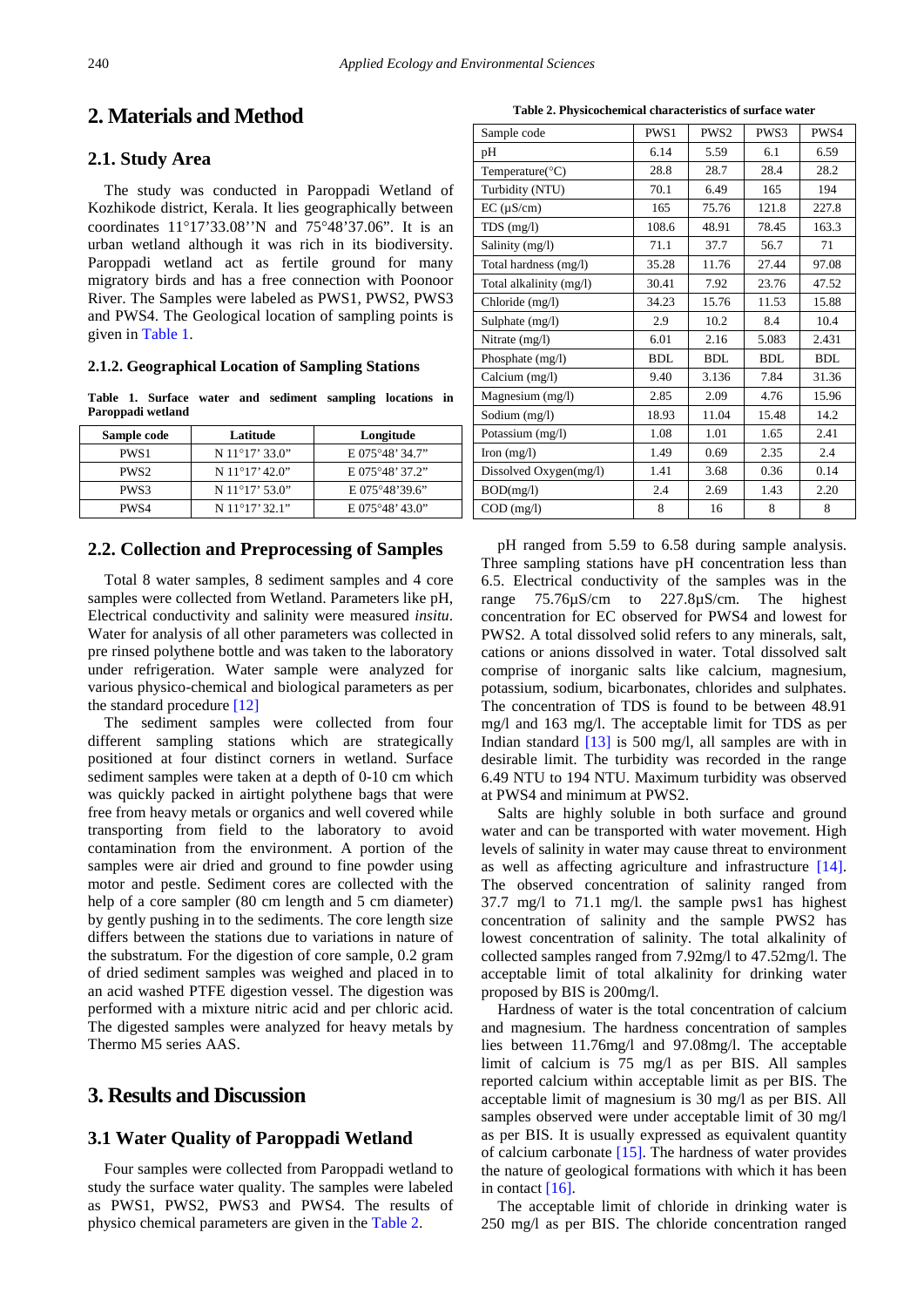## 2. Materials and Method

### 2.1. Study Area

The study was conducted in Paroppadi Wetland of Kozhikode district, Kerala. It lies geographically between coordinates 11°17'33.08''N and 75°48'37.06". It is an urban wetland although it was rich in its biodiversity. Paroppadi wetland act as fertile ground for many migratory birds and has a free connection with Poonoor River. The Samples were labeled as PWS1, PWS2, PWS3 and PWS4. The Geological location of sampling points is given in Table 1.

#### 2.1.2. Geographical Location of Sampling Stations

**Table 1. Surface water and sediment sampling locations in Paroppadi wetland**

| Sample code | Latitude | Longitude |
|---|---|---|
| PWS1 | N 11°17' 33.0" | E 075°48' 34.7" |
| PWS2 | N 11°17' 42.0" | E 075°48' 37.2" |
| PWS3 | N 11°17' 53.0" | E 075°48'39.6" |
| PWS4 | N 11°17' 32.1" | E 075°48' 43.0" |

### 2.2. Collection and Preprocessing of Samples

Total 8 water samples, 8 sediment samples and 4 core samples were collected from Wetland. Parameters like pH, Electrical conductivity and salinity were measured *insitu*. Water for analysis of all other parameters was collected in pre rinsed polythene bottle and was taken to the laboratory under refrigeration. Water sample were analyzed for various physico-chemical and biological parameters as per the standard procedure [12]

The sediment samples were collected from four different sampling stations which are strategically positioned at four distinct corners in wetland. Surface sediment samples were taken at a depth of 0-10 cm which was quickly packed in airtight polythene bags that were free from heavy metals or organics and well covered while transporting from field to the laboratory to avoid contamination from the environment. A portion of the samples were air dried and ground to fine powder using motor and pestle. Sediment cores are collected with the help of a core sampler (80 cm length and 5 cm diameter) by gently pushing in to the sediments. The core length size differs between the stations due to variations in nature of the substratum. For the digestion of core sample, 0.2 gram of dried sediment samples was weighed and placed in to an acid washed PTFE digestion vessel. The digestion was performed with a mixture nitric acid and per chloric acid. The digested samples were analyzed for heavy metals by Thermo M5 series AAS.

## 3. Results and Discussion

### 3.1 Water Quality of Paroppadi Wetland

Four samples were collected from Paroppadi wetland to study the surface water quality. The samples were labeled as PWS1, PWS2, PWS3 and PWS4. The results of physico chemical parameters are given in the Table 2.

**Table 2. Physicochemical characteristics of surface water**

| Sample code | PWS1 | PWS2 | PWS3 | PWS4 |
|---|---|---|---|---|
| pH | 6.14 | 5.59 | 6.1 | 6.59 |
| Temperature(°C) | 28.8 | 28.7 | 28.4 | 28.2 |
| Turbidity (NTU) | 70.1 | 6.49 | 165 | 194 |
| EC (µS/cm) | 165 | 75.76 | 121.8 | 227.8 |
| TDS (mg/l) | 108.6 | 48.91 | 78.45 | 163.3 |
| Salinity (mg/l) | 71.1 | 37.7 | 56.7 | 71 |
| Total hardness (mg/l) | 35.28 | 11.76 | 27.44 | 97.08 |
| Total alkalinity (mg/l) | 30.41 | 7.92 | 23.76 | 47.52 |
| Chloride (mg/l) | 34.23 | 15.76 | 11.53 | 15.88 |
| Sulphate (mg/l) | 2.9 | 10.2 | 8.4 | 10.4 |
| Nitrate (mg/l) | 6.01 | 2.16 | 5.083 | 2.431 |
| Phosphate (mg/l) | BDL | BDL | BDL | BDL |
| Calcium (mg/l) | 9.40 | 3.136 | 7.84 | 31.36 |
| Magnesium (mg/l) | 2.85 | 2.09 | 4.76 | 15.96 |
| Sodium (mg/l) | 18.93 | 11.04 | 15.48 | 14.2 |
| Potassium (mg/l) | 1.08 | 1.01 | 1.65 | 2.41 |
| Iron (mg/l) | 1.49 | 0.69 | 2.35 | 2.4 |
| Dissolved Oxygen(mg/l) | 1.41 | 3.68 | 0.36 | 0.14 |
| BOD(mg/l) | 2.4 | 2.69 | 1.43 | 2.20 |
| COD (mg/l) | 8 | 16 | 8 | 8 |

pH ranged from 5.59 to 6.58 during sample analysis. Three sampling stations have pH concentration less than 6.5. Electrical conductivity of the samples was in the range 75.76µS/cm to 227.8µS/cm. The highest concentration for EC observed for PWS4 and lowest for PWS2. A total dissolved solid refers to any minerals, salt, cations or anions dissolved in water. Total dissolved salt comprise of inorganic salts like calcium, magnesium, potassium, sodium, bicarbonates, chlorides and sulphates. The concentration of TDS is found to be between 48.91 mg/l and 163 mg/l. The acceptable limit for TDS as per Indian standard [13] is 500 mg/l, all samples are with in desirable limit. The turbidity was recorded in the range 6.49 NTU to 194 NTU. Maximum turbidity was observed at PWS4 and minimum at PWS2.

Salts are highly soluble in both surface and ground water and can be transported with water movement. High levels of salinity in water may cause threat to environment as well as affecting agriculture and infrastructure [14]. The observed concentration of salinity ranged from 37.7 mg/l to 71.1 mg/l. the sample pws1 has highest concentration of salinity and the sample PWS2 has lowest concentration of salinity. The total alkalinity of collected samples ranged from 7.92mg/l to 47.52mg/l. The acceptable limit of total alkalinity for drinking water proposed by BIS is 200mg/l.

Hardness of water is the total concentration of calcium and magnesium. The hardness concentration of samples lies between 11.76mg/l and 97.08mg/l. The acceptable limit of calcium is 75 mg/l as per BIS. All samples reported calcium within acceptable limit as per BIS. The acceptable limit of magnesium is 30 mg/l as per BIS. All samples observed were under acceptable limit of 30 mg/l as per BIS. It is usually expressed as equivalent quantity of calcium carbonate [15]. The hardness of water provides the nature of geological formations with which it has been in contact [16].

The acceptable limit of chloride in drinking water is 250 mg/l as per BIS. The chloride concentration ranged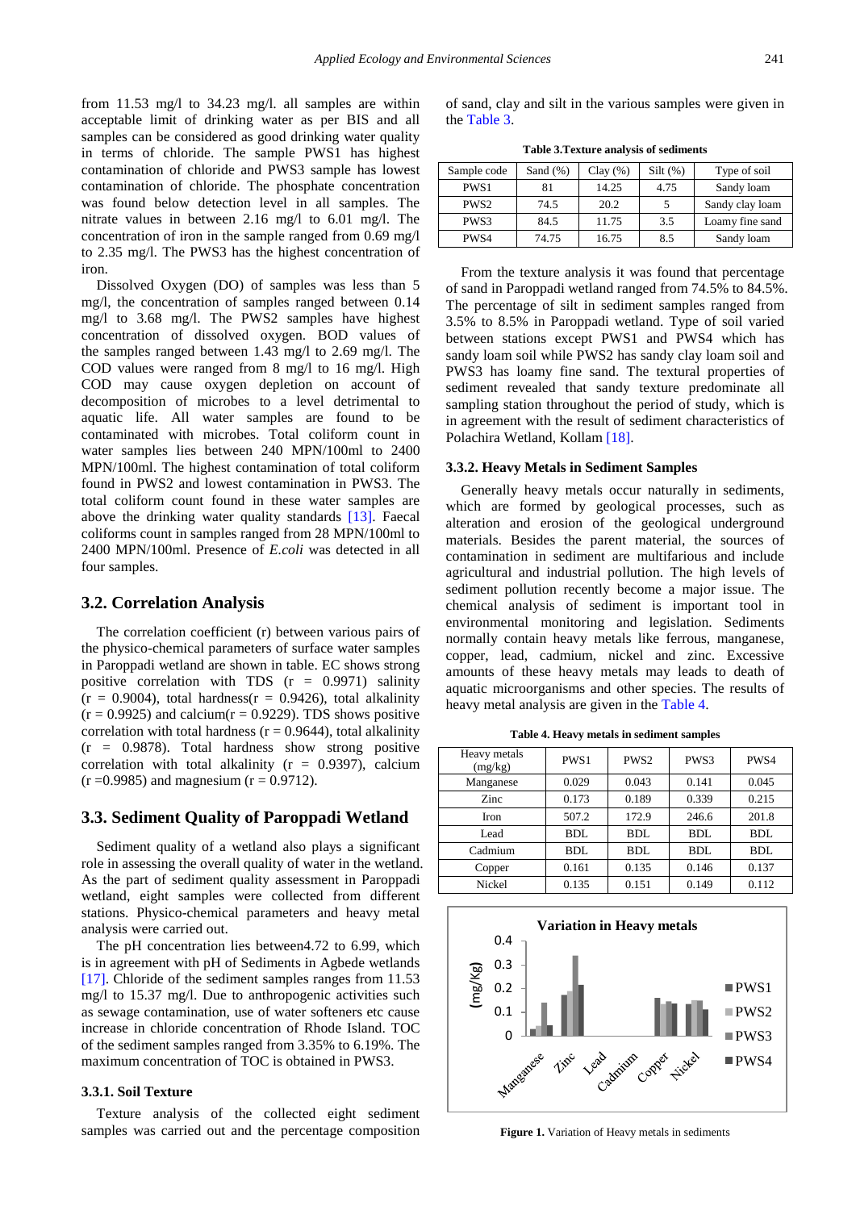from 11.53 mg/l to 34.23 mg/l. all samples are within acceptable limit of drinking water as per BIS and all samples can be considered as good drinking water quality in terms of chloride. The sample PWS1 has highest contamination of chloride and PWS3 sample has lowest contamination of chloride. The phosphate concentration was found below detection level in all samples. The nitrate values in between 2.16 mg/l to 6.01 mg/l. The concentration of iron in the sample ranged from 0.69 mg/l to 2.35 mg/l. The PWS3 has the highest concentration of iron.

Dissolved Oxygen (DO) of samples was less than 5 mg/l, the concentration of samples ranged between 0.14 mg/l to 3.68 mg/l. The PWS2 samples have highest concentration of dissolved oxygen. BOD values of the samples ranged between 1.43 mg/l to 2.69 mg/l. The COD values were ranged from 8 mg/l to 16 mg/l. High COD may cause oxygen depletion on account of decomposition of microbes to a level detrimental to aquatic life. All water samples are found to be contaminated with microbes. Total coliform count in water samples lies between 240 MPN/100ml to 2400 MPN/100ml. The highest contamination of total coliform found in PWS2 and lowest contamination in PWS3. The total coliform count found in these water samples are above the drinking water quality standards [13]. Faecal coliforms count in samples ranged from 28 MPN/100ml to 2400 MPN/100ml. Presence of *E.coli* was detected in all four samples.

## 3.2. Correlation Analysis

The correlation coefficient (r) between various pairs of the physico-chemical parameters of surface water samples in Paroppadi wetland are shown in table. EC shows strong positive correlation with TDS (r = 0.9971) salinity (r = 0.9004), total hardness(r = 0.9426), total alkalinity (r = 0.9925) and calcium(r = 0.9229). TDS shows positive correlation with total hardness (r = 0.9644), total alkalinity (r = 0.9878). Total hardness show strong positive correlation with total alkalinity (r = 0.9397), calcium (r =0.9985) and magnesium (r = 0.9712).

## 3.3. Sediment Quality of Paroppadi Wetland

Sediment quality of a wetland also plays a significant role in assessing the overall quality of water in the wetland. As the part of sediment quality assessment in Paroppadi wetland, eight samples were collected from different stations. Physico-chemical parameters and heavy metal analysis were carried out.

The pH concentration lies between4.72 to 6.99, which is in agreement with pH of Sediments in Agbede wetlands [17]. Chloride of the sediment samples ranges from 11.53 mg/l to 15.37 mg/l. Due to anthropogenic activities such as sewage contamination, use of water softeners etc cause increase in chloride concentration of Rhode Island. TOC of the sediment samples ranged from 3.35% to 6.19%. The maximum concentration of TOC is obtained in PWS3.

### 3.3.1. Soil Texture

Texture analysis of the collected eight sediment samples was carried out and the percentage composition of sand, clay and silt in the various samples were given in the Table 3.

**Table 3.Texture analysis of sediments**

| Sample code | Sand (%) | Clay (%) | Silt (%) | Type of soil |
|---|---|---|---|---|
| PWS1 | 81 | 14.25 | 4.75 | Sandy loam |
| PWS2 | 74.5 | 20.2 | 5 | Sandy clay loam |
| PWS3 | 84.5 | 11.75 | 3.5 | Loamy fine sand |
| PWS4 | 74.75 | 16.75 | 8.5 | Sandy loam |

From the texture analysis it was found that percentage of sand in Paroppadi wetland ranged from 74.5% to 84.5%. The percentage of silt in sediment samples ranged from 3.5% to 8.5% in Paroppadi wetland. Type of soil varied between stations except PWS1 and PWS4 which has sandy loam soil while PWS2 has sandy clay loam soil and PWS3 has loamy fine sand. The textural properties of sediment revealed that sandy texture predominate all sampling station throughout the period of study, which is in agreement with the result of sediment characteristics of Polachira Wetland, Kollam [18].

### 3.3.2. Heavy Metals in Sediment Samples

Generally heavy metals occur naturally in sediments, which are formed by geological processes, such as alteration and erosion of the geological underground materials. Besides the parent material, the sources of contamination in sediment are multifarious and include agricultural and industrial pollution. The high levels of sediment pollution recently become a major issue. The chemical analysis of sediment is important tool in environmental monitoring and legislation. Sediments normally contain heavy metals like ferrous, manganese, copper, lead, cadmium, nickel and zinc. Excessive amounts of these heavy metals may leads to death of aquatic microorganisms and other species. The results of heavy metal analysis are given in the Table 4.

**Table 4. Heavy metals in sediment samples**

| Heavy metals (mg/kg) | PWS1 | PWS2 | PWS3 | PWS4 |
|---|---|---|---|---|
| Manganese | 0.029 | 0.043 | 0.141 | 0.045 |
| Zinc | 0.173 | 0.189 | 0.339 | 0.215 |
| Iron | 507.2 | 172.9 | 246.6 | 201.8 |
| Lead | BDL | BDL | BDL | BDL |
| Cadmium | BDL | BDL | BDL | BDL |
| Copper | 0.161 | 0.135 | 0.146 | 0.137 |
| Nickel | 0.135 | 0.151 | 0.149 | 0.112 |

**Figure 1.** Variation of Heavy metals in sediments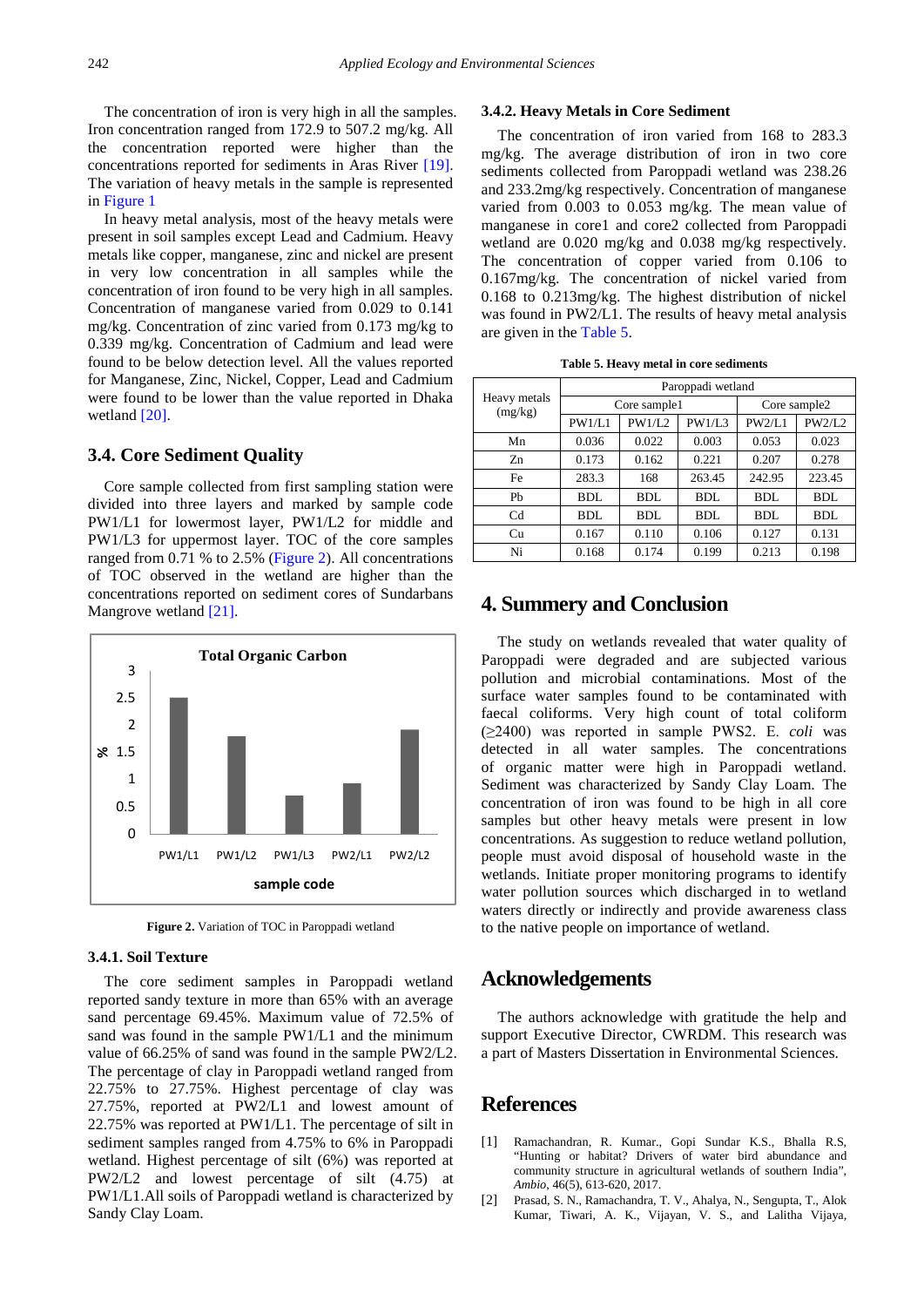The concentration of iron is very high in all the samples. Iron concentration ranged from 172.9 to 507.2 mg/kg. All the concentration reported were higher than the concentrations reported for sediments in Aras River [19]. The variation of heavy metals in the sample is represented in Figure 1

In heavy metal analysis, most of the heavy metals were present in soil samples except Lead and Cadmium. Heavy metals like copper, manganese, zinc and nickel are present in very low concentration in all samples while the concentration of iron found to be very high in all samples. Concentration of manganese varied from 0.029 to 0.141 mg/kg. Concentration of zinc varied from 0.173 mg/kg to 0.339 mg/kg. Concentration of Cadmium and lead were found to be below detection level. All the values reported for Manganese, Zinc, Nickel, Copper, Lead and Cadmium were found to be lower than the value reported in Dhaka wetland [20].

## 3.4. Core Sediment Quality

Core sample collected from first sampling station were divided into three layers and marked by sample code PW1/L1 for lowermost layer, PW1/L2 for middle and PW1/L3 for uppermost layer. TOC of the core samples ranged from 0.71 % to 2.5% (Figure 2). All concentrations of TOC observed in the wetland are higher than the concentrations reported on sediment cores of Sundarbans Mangrove wetland [21].

**Figure 2.** Variation of TOC in Paroppadi wetland

### 3.4.1. Soil Texture

The core sediment samples in Paroppadi wetland reported sandy texture in more than 65% with an average sand percentage 69.45%. Maximum value of 72.5% of sand was found in the sample PW1/L1 and the minimum value of 66.25% of sand was found in the sample PW2/L2. The percentage of clay in Paroppadi wetland ranged from 22.75% to 27.75%. Highest percentage of clay was 27.75%, reported at PW2/L1 and lowest amount of 22.75% was reported at PW1/L1. The percentage of silt in sediment samples ranged from 4.75% to 6% in Paroppadi wetland. Highest percentage of silt (6%) was reported at PW2/L2 and lowest percentage of silt (4.75) at PW1/L1.All soils of Paroppadi wetland is characterized by Sandy Clay Loam.

### 3.4.2. Heavy Metals in Core Sediment

The concentration of iron varied from 168 to 283.3 mg/kg. The average distribution of iron in two core sediments collected from Paroppadi wetland was 238.26 and 233.2mg/kg respectively. Concentration of manganese varied from 0.003 to 0.053 mg/kg. The mean value of manganese in core1 and core2 collected from Paroppadi wetland are 0.020 mg/kg and 0.038 mg/kg respectively. The concentration of copper varied from 0.106 to 0.167mg/kg. The concentration of nickel varied from 0.168 to 0.213mg/kg. The highest distribution of nickel was found in PW2/L1. The results of heavy metal analysis are given in the Table 5.

**Table 5. Heavy metal in core sediments**

| Heavy metals (mg/kg) | Paroppadi wetland | | | | |
|---|---|---|---|---|---|
| | Core sample1 | | | Core sample2 | |
| | PW1/L1 | PW1/L2 | PW1/L3 | PW2/L1 | PW2/L2 |
| Mn | 0.036 | 0.022 | 0.003 | 0.053 | 0.023 |
| Zn | 0.173 | 0.162 | 0.221 | 0.207 | 0.278 |
| Fe | 283.3 | 168 | 263.45 | 242.95 | 223.45 |
| Pb | BDL | BDL | BDL | BDL | BDL |
| Cd | BDL | BDL | BDL | BDL | BDL |
| Cu | 0.167 | 0.110 | 0.106 | 0.127 | 0.131 |
| Ni | 0.168 | 0.174 | 0.199 | 0.213 | 0.198 |

# 4. Summery and Conclusion

The study on wetlands revealed that water quality of Paroppadi were degraded and are subjected various pollution and microbial contaminations. Most of the surface water samples found to be contaminated with faecal coliforms. Very high count of total coliform (≥2400) was reported in sample PWS2. E. *coli* was detected in all water samples. The concentrations of organic matter were high in Paroppadi wetland. Sediment was characterized by Sandy Clay Loam. The concentration of iron was found to be high in all core samples but other heavy metals were present in low concentrations. As suggestion to reduce wetland pollution, people must avoid disposal of household waste in the wetlands. Initiate proper monitoring programs to identify water pollution sources which discharged in to wetland waters directly or indirectly and provide awareness class to the native people on importance of wetland.

# Acknowledgements

The authors acknowledge with gratitude the help and support Executive Director, CWRDM. This research was a part of Masters Dissertation in Environmental Sciences.

# References

[1] Ramachandran, R. Kumar., Gopi Sundar K.S., Bhalla R.S, "Hunting or habitat? Drivers of water bird abundance and community structure in agricultural wetlands of southern India", *Ambio*, 46(5), 613-620, 2017.

[2] Prasad, S. N., Ramachandra, T. V., Ahalya, N., Sengupta, T., Alok Kumar, Tiwari, A. K., Vijayan, V. S., and Lalitha Vijaya,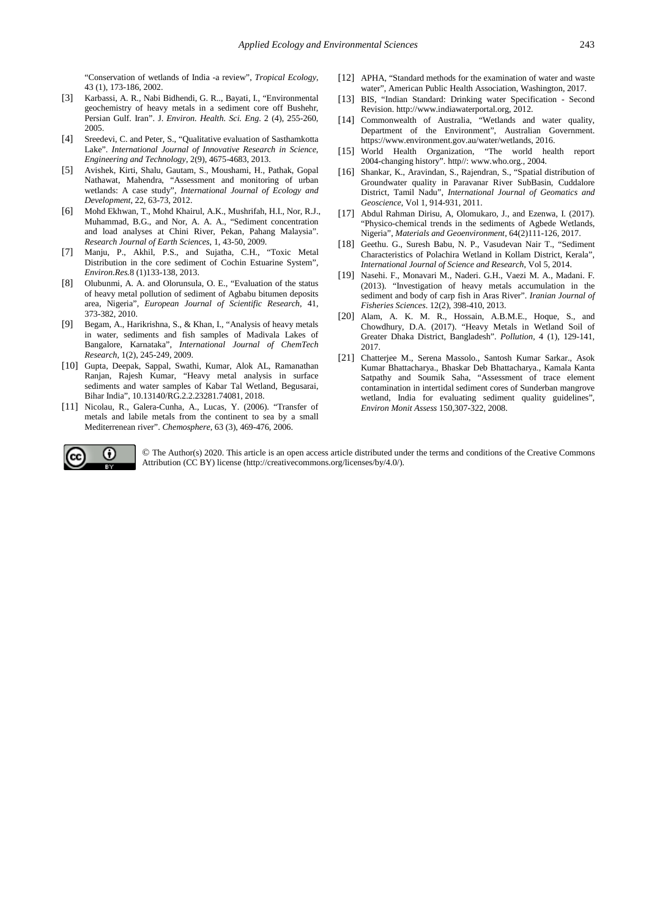"Conservation of wetlands of India -a review", *Tropical Ecology*, 43 (1), 173-186, 2002.

[3] Karbassi, A. R., Nabi Bidhendi, G. R.., Bayati, I., "Environmental geochemistry of heavy metals in a sediment core off Bushehr, Persian Gulf. Iran". J. *Environ. Health. Sci. Eng*. 2 (4), 255-260, 2005.

[4] Sreedevi, C. and Peter, S., "Qualitative evaluation of Sasthamkotta Lake". *International Journal of Innovative Research in Science, Engineering and Technology*, 2(9), 4675-4683, 2013.

[5] Avishek, Kirti, Shalu, Gautam, S., Moushami, H., Pathak, Gopal Nathawat, Mahendra, "Assessment and monitoring of urban wetlands: A case study", *International Journal of Ecology and Development*, 22, 63-73, 2012.

[6] Mohd Ekhwan, T., Mohd Khairul, A.K., Mushrifah, H.I., Nor, R.J., Muhammad, B.G., and Nor, A. A. A., "Sediment concentration and load analyses at Chini River, Pekan, Pahang Malaysia". *Research Journal of Earth Sciences*, 1, 43-50, 2009.

[7] Manju, P., Akhil, P.S., and Sujatha, C.H., "Toxic Metal Distribution in the core sediment of Cochin Estuarine System", *Environ.Res.*8 (1)133-138, 2013.

[8] Olubunmi, A. A. and Olorunsula, O. E., "Evaluation of the status of heavy metal pollution of sediment of Agbabu bitumen deposits area, Nigeria", *European Journal of Scientific Research*, 41, 373-382, 2010.

[9] Begam, A., Harikrishna, S., & Khan, I., "Analysis of heavy metals in water, sediments and fish samples of Madivala Lakes of Bangalore, Karnataka", *International Journal of ChemTech Research*, 1(2), 245-249, 2009.

[10] Gupta, Deepak, Sappal, Swathi, Kumar, Alok AL, Ramanathan Ranjan, Rajesh Kumar, "Heavy metal analysis in surface sediments and water samples of Kabar Tal Wetland, Begusarai, Bihar India", 10.13140/RG.2.2.23281.74081, 2018.

[11] Nicolau, R., Galera-Cunha, A., Lucas, Y. (2006). "Transfer of metals and labile metals from the continent to sea by a small Mediterrenean river". *Chemosphere*, 63 (3), 469-476, 2006.

[12] APHA, "Standard methods for the examination of water and waste water", American Public Health Association, Washington, 2017.

[13] BIS, "Indian Standard: Drinking water Specification - Second Revision. http://www.indiawaterportal.org, 2012.

[14] Commonwealth of Australia, "Wetlands and water quality, Department of the Environment", Australian Government. https://www.environment.gov.au/water/wetlands, 2016.

[15] World Health Organization, "The world health report 2004-changing history". http//: www.who.org., 2004.

[16] Shankar, K., Aravindan, S., Rajendran, S., "Spatial distribution of Groundwater quality in Paravanar River SubBasin, Cuddalore District, Tamil Nadu", *International Journal of Geomatics and Geoscience*, Vol 1, 914-931, 2011.

[17] Abdul Rahman Dirisu, A, Olomukaro, J., and Ezenwa, I. (2017). "Physico-chemical trends in the sediments of Agbede Wetlands, Nigeria", *Materials and Geoenvironment*, 64(2)111-126, 2017.

[18] Geethu. G., Suresh Babu, N. P., Vasudevan Nair T., "Sediment Characteristics of Polachira Wetland in Kollam District, Kerala", *International Journal of Science and Research*, Vol 5, 2014.

[19] Nasehi. F., Monavari M., Naderi. G.H., Vaezi M. A., Madani. F. (2013). "Investigation of heavy metals accumulation in the sediment and body of carp fish in Aras River". *Iranian Journal of Fisheries Sciences*. 12(2), 398-410, 2013.

[20] Alam, A. K. M. R., Hossain, A.B.M.E., Hoque, S., and Chowdhury, D.A. (2017). "Heavy Metals in Wetland Soil of Greater Dhaka District, Bangladesh". *Pollution*, 4 (1), 129-141, 2017.

[21] Chatterjee M., Serena Massolo., Santosh Kumar Sarkar., Asok Kumar Bhattacharya., Bhaskar Deb Bhattacharya., Kamala Kanta Satpathy and Soumik Saha, "Assessment of trace element contamination in intertidal sediment cores of Sunderban mangrove wetland, India for evaluating sediment quality guidelines", *Environ Monit Assess* 150,307-322, 2008.

© The Author(s) 2020. This article is an open access article distributed under the terms and conditions of the Creative Commons Attribution (CC BY) license (http://creativecommons.org/licenses/by/4.0/).